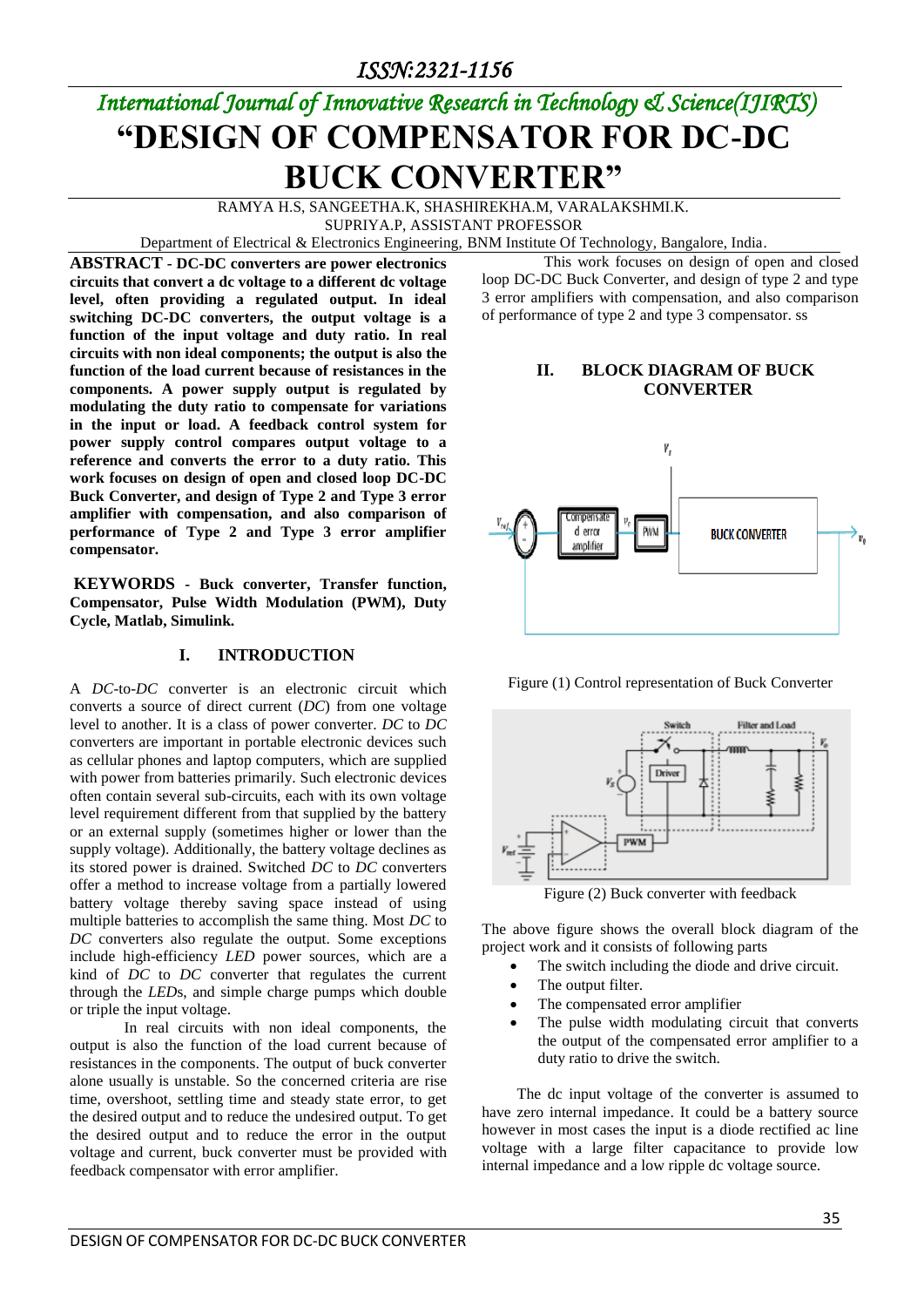International Journal of Innovative Research in Technology & Science(IJIRTS)

# "DESIGN OF COMPENSATOR FOR DC-DC BUCK CONVERTER"

RAMYA H.S, SANGEETHA.K, SHASHIREKHA.M, VARALAKSHMI.K.
SUPRIYA.P, ASSISTANT PROFESSOR
Department of Electrical & Electronics Engineering, BNM Institute Of Technology, Bangalore, India.

**ABSTRACT - DC-DC converters are power electronics circuits that convert a dc voltage to a different dc voltage level, often providing a regulated output. In ideal switching DC-DC converters, the output voltage is a function of the input voltage and duty ratio. In real circuits with non ideal components; the output is also the function of the load current because of resistances in the components. A power supply output is regulated by modulating the duty ratio to compensate for variations in the input or load. A feedback control system for power supply control compares output voltage to a reference and converts the error to a duty ratio. This work focuses on design of open and closed loop DC-DC Buck Converter, and design of Type 2 and Type 3 error amplifier with compensation, and also comparison of performance of Type 2 and Type 3 error amplifier compensator.**

**KEYWORDS - Buck converter, Transfer function, Compensator, Pulse Width Modulation (PWM), Duty Cycle, Matlab, Simulink.**

## I. INTRODUCTION

A *DC*-to-*DC* converter is an electronic circuit which converts a source of direct current (*DC*) from one voltage level to another. It is a class of power converter. *DC* to *DC* converters are important in portable electronic devices such as cellular phones and laptop computers, which are supplied with power from batteries primarily. Such electronic devices often contain several sub-circuits, each with its own voltage level requirement different from that supplied by the battery or an external supply (sometimes higher or lower than the supply voltage). Additionally, the battery voltage declines as its stored power is drained. Switched *DC* to *DC* converters offer a method to increase voltage from a partially lowered battery voltage thereby saving space instead of using multiple batteries to accomplish the same thing. Most *DC* to *DC* converters also regulate the output. Some exceptions include high-efficiency *LED* power sources, which are a kind of *DC* to *DC* converter that regulates the current through the *LED*s, and simple charge pumps which double or triple the input voltage.

In real circuits with non ideal components, the output is also the function of the load current because of resistances in the components. The output of buck converter alone usually is unstable. So the concerned criteria are rise time, overshoot, settling time and steady state error, to get the desired output and to reduce the undesired output. To get the desired output and to reduce the error in the output voltage and current, buck converter must be provided with feedback compensator with error amplifier.

This work focuses on design of open and closed loop DC-DC Buck Converter, and design of type 2 and type 3 error amplifiers with compensation, and also comparison of performance of type 2 and type 3 compensator. ss

## II. BLOCK DIAGRAM OF BUCK CONVERTER

Figure (1) Control representation of Buck Converter

Figure (2) Buck converter with feedback

The above figure shows the overall block diagram of the project work and it consists of following parts

- The switch including the diode and drive circuit.
- The output filter.
- The compensated error amplifier
- The pulse width modulating circuit that converts the output of the compensated error amplifier to a duty ratio to drive the switch.

The dc input voltage of the converter is assumed to have zero internal impedance. It could be a battery source however in most cases the input is a diode rectified ac line voltage with a large filter capacitance to provide low internal impedance and a low ripple dc voltage source.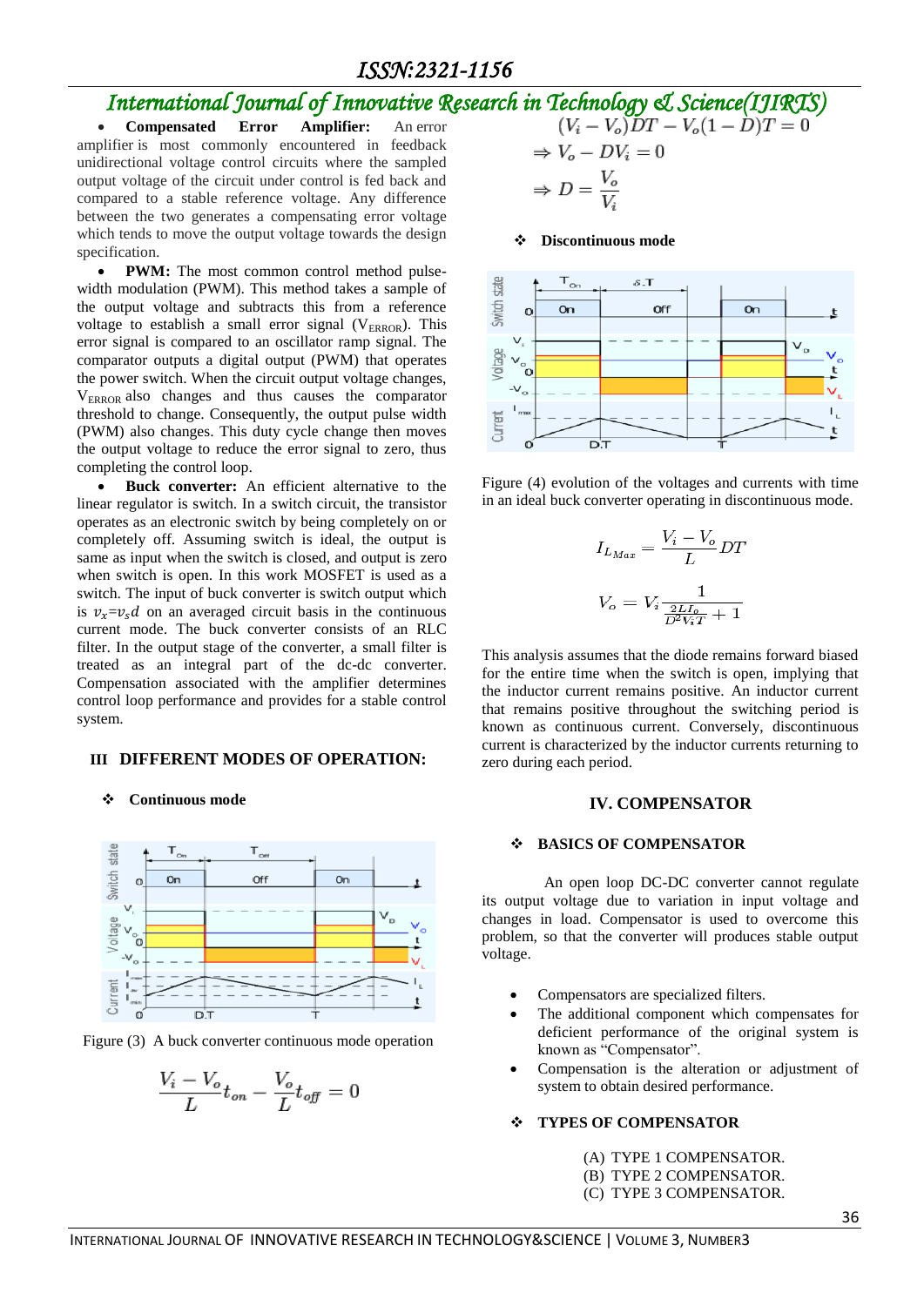- **Compensated Error Amplifier:** An error amplifier is most commonly encountered in feedback unidirectional voltage control circuits where the sampled output voltage of the circuit under control is fed back and compared to a stable reference voltage. Any difference between the two generates a compensating error voltage which tends to move the output voltage towards the design specification.
- **PWM:** The most common control method pulse-width modulation (PWM). This method takes a sample of the output voltage and subtracts this from a reference voltage to establish a small error signal ($V_{ERROR}$). This error signal is compared to an oscillator ramp signal. The comparator outputs a digital output (PWM) that operates the power switch. When the circuit output voltage changes, $V_{ERROR}$ also changes and thus causes the comparator threshold to change. Consequently, the output pulse width (PWM) also changes. This duty cycle change then moves the output voltage to reduce the error signal to zero, thus completing the control loop.
- **Buck converter:** An efficient alternative to the linear regulator is switch. In a switch circuit, the transistor operates as an electronic switch by being completely on or completely off. Assuming switch is ideal, the output is same as input when the switch is closed, and output is zero when switch is open. In this work MOSFET is used as a switch. The input of buck converter is switch output which is $v_x=v_s d$ on an averaged circuit basis in the continuous current mode. The buck converter consists of an RLC filter. In the output stage of the converter, a small filter is treated as an integral part of the dc-dc converter. Compensation associated with the amplifier determines control loop performance and provides for a stable control system.

## III DIFFERENT MODES OF OPERATION:

- **Continuous mode**

Figure (3) A buck converter continuous mode operation

$$\frac{V_i - V_o}{L} t_{on} - \frac{V_o}{L} t_{off} = 0$$

$$(V_i - V_o)DT - V_o(1-D)T = 0$$

$$\Rightarrow V_o - DV_i = 0$$

$$\Rightarrow D = \frac{V_o}{V_i}$$

- **Discontinuous mode**

Figure (4) evolution of the voltages and currents with time in an ideal buck converter operating in discontinuous mode.

$$I_{L_{Max}} = \frac{V_i - V_o}{L} DT$$

$$V_o = V_i \frac{1}{\frac{2LI_o}{D^2 V_i T} + 1}$$

This analysis assumes that the diode remains forward biased for the entire time when the switch is open, implying that the inductor current remains positive. An inductor current that remains positive throughout the switching period is known as continuous current. Conversely, discontinuous current is characterized by the inductor currents returning to zero during each period.

## IV. COMPENSATOR

### BASICS OF COMPENSATOR

An open loop DC-DC converter cannot regulate its output voltage due to variation in input voltage and changes in load. Compensator is used to overcome this problem, so that the converter will produces stable output voltage.

- Compensators are specialized filters.
- The additional component which compensates for deficient performance of the original system is known as "Compensator".
- Compensation is the alteration or adjustment of system to obtain desired performance.

### TYPES OF COMPENSATOR

(A) TYPE 1 COMPENSATOR.
(B) TYPE 2 COMPENSATOR.
(C) TYPE 3 COMPENSATOR.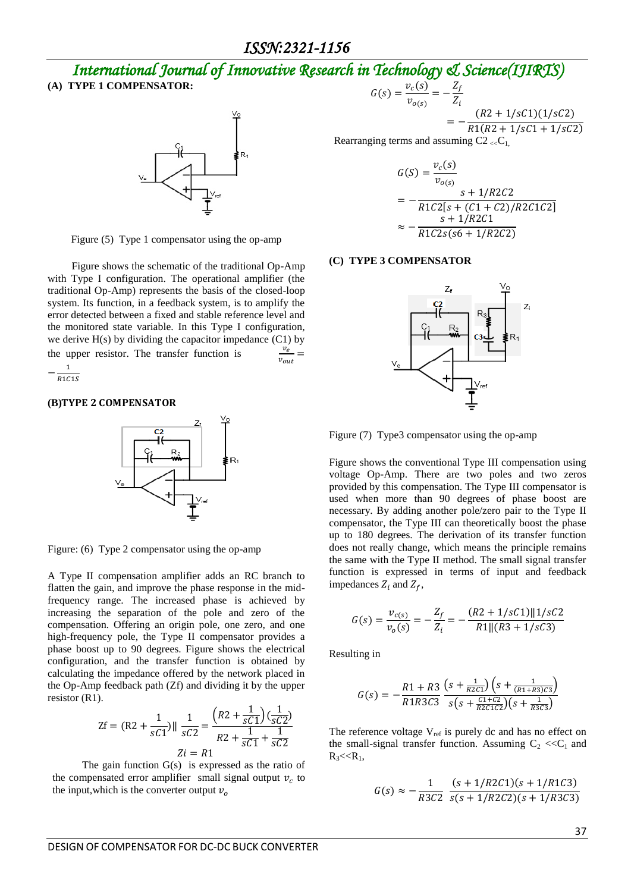**(A) TYPE 1 COMPENSATOR:**

Figure (5) Type 1 compensator using the op-amp

Figure shows the schematic of the traditional Op-Amp with Type I configuration. The operational amplifier (the traditional Op-Amp) represents the basis of the closed-loop system. Its function, in a feedback system, is to amplify the error detected between a fixed and stable reference level and the monitored state variable. In this Type I configuration, we derive H(s) by dividing the capacitor impedance (C1) by the upper resistor. The transfer function is $\frac{v_e}{v_{out}} = -\frac{1}{R1C1S}$

**(B)TYPE 2 COMPENSATOR**

Figure: (6) Type 2 compensator using the op-amp

A Type II compensation amplifier adds an RC branch to flatten the gain, and improve the phase response in the mid-frequency range. The increased phase is achieved by increasing the separation of the pole and zero of the compensation. Offering an origin pole, one zero, and one high-frequency pole, the Type II compensator provides a phase boost up to 90 degrees. Figure shows the electrical configuration, and the transfer function is obtained by calculating the impedance offered by the network placed in the Op-Amp feedback path (Zf) and dividing it by the upper resistor (R1).

$$\text{Zf} = (\text{R2} + \frac{1}{sC1}) \| \frac{1}{sC2} = \frac{\left(R2 + \frac{1}{sC1}\right)(\frac{1}{sC2})}{R2 + \frac{1}{sC1} + \frac{1}{sC2}}$$

$$Zi = R1$$

The gain function G(s) is expressed as the ratio of the compensated error amplifier small signal output $v_c$ to the input,which is the converter output $v_o$

$$G(s) = \frac{v_c(s)}{v_{o(s)}} = -\frac{Z_f}{Z_i}$$

$$= -\frac{(R2 + 1/sC1)(1/sC2)}{R1(R2 + 1/sC1 + 1/sC2)}$$

Rearranging terms and assuming C2 $_{<<}$C1,

$$G(S) = \frac{v_c(s)}{v_{o(s)}}$$

$$= -\frac{s + 1/R2C2}{R1C2[s + (C1 + C2)/R2C1C2]}$$

$$\approx -\frac{s + 1/R2C1}{R1C2s(s6 + 1/R2C2)}$$

**(C) TYPE 3 COMPENSATOR**

Figure (7) Type3 compensator using the op-amp

Figure shows the conventional Type III compensation using voltage Op-Amp. There are two poles and two zeros provided by this compensation. The Type III compensator is used when more than 90 degrees of phase boost are necessary. By adding another pole/zero pair to the Type II compensator, the Type III can theoretically boost the phase up to 180 degrees. The derivation of its transfer function does not really change, which means the principle remains the same with the Type II method. The small signal transfer function is expressed in terms of input and feedback impedances $Z_i$ and $Z_f$,

$$G(s) = \frac{v_{c(s)}}{v_o(s)} = -\frac{Z_f}{Z_i} = -\frac{(R2 + 1/sC1) \| 1/sC2}{R1 \| (R3 + 1/sC3)}$$

Resulting in

$$G(s) = -\frac{R1 + R3}{R1R3C3} \frac{\left(s + \frac{1}{R2C1}\right)\left(s + \frac{1}{(R1+R3)C3}\right)}{s\left(s + \frac{C1+C2}{R2C1C2}\right)\left(s + \frac{1}{R3C3}\right)}$$

The reference voltage $V_{ref}$ is purely dc and has no effect on the small-signal transfer function. Assuming $C_2 << C_1$ and $R_3 << R_1$,

$$G(s) \approx -\frac{1}{R3C2} \frac{(s + 1/R2C1)(s + 1/R1C3)}{s(s + 1/R2C2)(s + 1/R3C3)}$$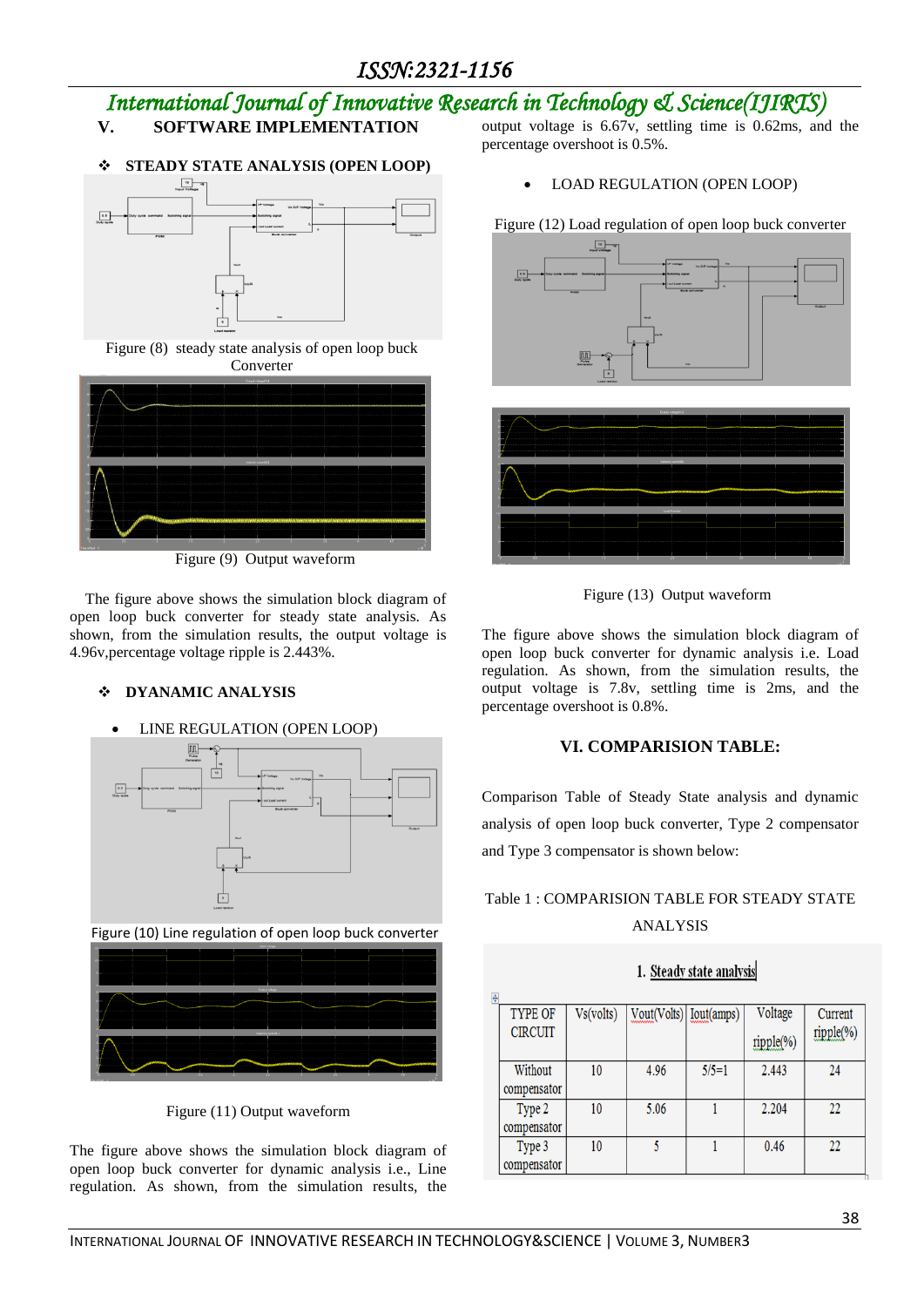## V. SOFTWARE IMPLEMENTATION

### ❖ STEADY STATE ANALYSIS (OPEN LOOP)

Figure (8) steady state analysis of open loop buck Converter

Figure (9) Output waveform

The figure above shows the simulation block diagram of open loop buck converter for steady state analysis. As shown, from the simulation results, the output voltage is 4.96v,percentage voltage ripple is 2.443%.

### ❖ DYNAMIC ANALYSIS

- LINE REGULATION (OPEN LOOP)

Figure (10) Line regulation of open loop buck converter

Figure (11) Output waveform

The figure above shows the simulation block diagram of open loop buck converter for dynamic analysis i.e., Line regulation. As shown, from the simulation results, the output voltage is 6.67v, settling time is 0.62ms, and the percentage overshoot is 0.5%.

- LOAD REGULATION (OPEN LOOP)

Figure (12) Load regulation of open loop buck converter

Figure (13) Output waveform

The figure above shows the simulation block diagram of open loop buck converter for dynamic analysis i.e. Load regulation. As shown, from the simulation results, the output voltage is 7.8v, settling time is 2ms, and the percentage overshoot is 0.8%.

## VI. COMPARISION TABLE:

Comparison Table of Steady State analysis and dynamic analysis of open loop buck converter, Type 2 compensator and Type 3 compensator is shown below:

Table 1 : COMPARISION TABLE FOR STEADY STATE ANALYSIS

**1. Steady state analysis**

| TYPE OF CIRCUIT | Vs(volts) | Vout(Volts) | Iout(amps) | Voltage ripple(%) | Current ripple(%) |
|---|---|---|---|---|---|
| Without compensator | 10 | 4.96 | 5/5=1 | 2.443 | 24 |
| Type 2 compensator | 10 | 5.06 | 1 | 2.204 | 22 |
| Type 3 compensator | 10 | 5 | 1 | 0.46 | 22 |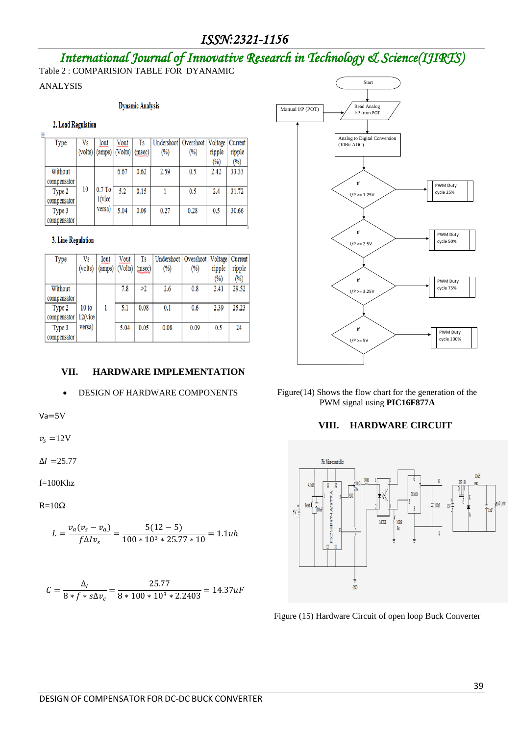Table 2 : COMPARISION TABLE FOR DYANAMIC ANALYSIS

Dynamic Analysis

2. Load Regulation

| Type | Vs (volts) | Iout (amps) | Vout (Volts) | Ts (msec) | Undershoot (%) | Overshoot (%) | Voltage ripple (%) | Current ripple (%) |
|---|---|---|---|---|---|---|---|---|
| Without compensator | 10 | 0.7 To 1(vice versa) | 6.67 | 0.62 | 2.59 | 0.5 | 2.42 | 33.33 |
| Type 2 compensator | | | 5.2 | 0.15 | 1 | 0.5 | 2.4 | 31.72 |
| Type 3 compensator | | | 5.04 | 0.09 | 0.27 | 0.28 | 0.5 | 30.66 |

3. Line Regulation

| Type | Vs (volts) | Iout (amps) | Vout (Volts) | Ts (msec) | Undershoot (%) | Overshoot (%) | Voltage ripple (%) | Current ripple (%) |
|---|---|---|---|---|---|---|---|---|
| Without compensator | 10 to 12(vice versa) | 1 | 7.8 | >2 | 2.6 | 0.8 | 2.41 | 29.52 |
| Type 2 compensator | | | 5.1 | 0.08 | 0.1 | 0.6 | 2.39 | 25.23 |
| Type 3 compensator | | | 5.04 | 0.05 | 0.08 | 0.09 | 0.5 | 24 |

## VII. HARDWARE IMPLEMENTATION

- DESIGN OF HARDWARE COMPONENTS

Va=5V

$v_s$ =12V

$\Delta I$ =25.77

f=100Khz

R=10Ω

$$L = \frac{v_a(v_s - v_a)}{f\Delta I v_s} = \frac{5(12-5)}{100*10^3*25.77*10} = 1.1uh$$

$$C = \frac{\Delta_I}{8*f*s\Delta v_c} = \frac{25.77}{8*100*10^3*2.2403} = 14.37uF$$

Figure(14) Shows the flow chart for the generation of the PWM signal using **PIC16F877A**

## VIII. HARDWARE CIRCUIT

Figure (15) Hardware Circuit of open loop Buck Converter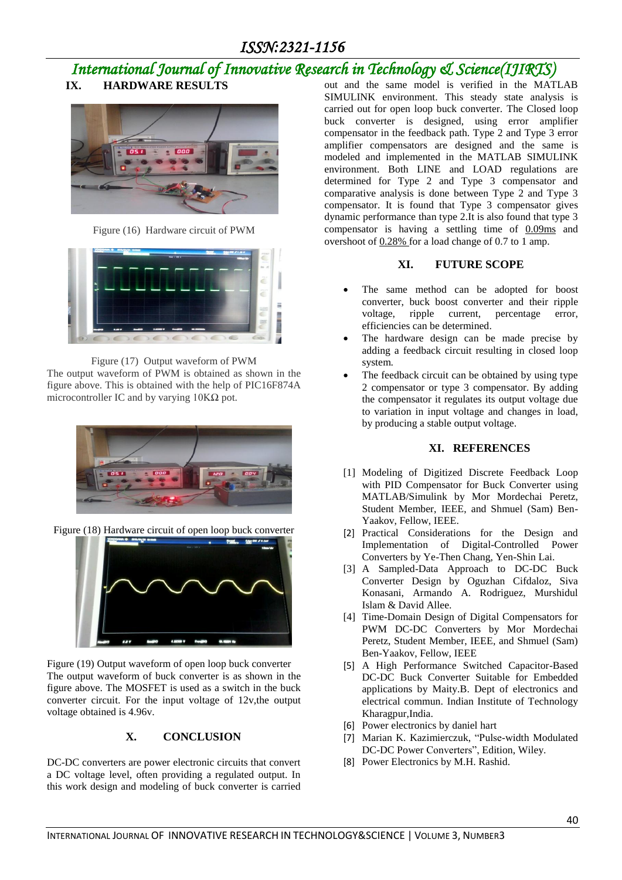## IX. HARDWARE RESULTS

Figure (16) Hardware circuit of PWM

Figure (17) Output waveform of PWM

The output waveform of PWM is obtained as shown in the figure above. This is obtained with the help of PIC16F874A microcontroller IC and by varying 10KΩ pot.

Figure (18) Hardware circuit of open loop buck converter

Figure (19) Output waveform of open loop buck converter

The output waveform of buck converter is as shown in the figure above. The MOSFET is used as a switch in the buck converter circuit. For the input voltage of 12v,the output voltage obtained is 4.96v.

## X. CONCLUSION

DC-DC converters are power electronic circuits that convert a DC voltage level, often providing a regulated output. In this work design and modeling of buck converter is carried out and the same model is verified in the MATLAB SIMULINK environment. This steady state analysis is carried out for open loop buck converter. The Closed loop buck converter is designed, using error amplifier compensator in the feedback path. Type 2 and Type 3 error amplifier compensators are designed and the same is modeled and implemented in the MATLAB SIMULINK environment. Both LINE and LOAD regulations are determined for Type 2 and Type 3 compensator and comparative analysis is done between Type 2 and Type 3 compensator. It is found that Type 3 compensator gives dynamic performance than type 2.It is also found that type 3 compensator is having a settling time of 0.09ms and overshoot of 0.28% for a load change of 0.7 to 1 amp.

## XI. FUTURE SCOPE

- The same method can be adopted for boost converter, buck boost converter and their ripple voltage, ripple current, percentage error, efficiencies can be determined.
- The hardware design can be made precise by adding a feedback circuit resulting in closed loop system.
- The feedback circuit can be obtained by using type 2 compensator or type 3 compensator. By adding the compensator it regulates its output voltage due to variation in input voltage and changes in load, by producing a stable output voltage.

## XI. REFERENCES

[1] Modeling of Digitized Discrete Feedback Loop with PID Compensator for Buck Converter using MATLAB/Simulink by Mor Mordechai Peretz, Student Member, IEEE, and Shmuel (Sam) Ben-Yaakov, Fellow, IEEE.

[2] Practical Considerations for the Design and Implementation of Digital-Controlled Power Converters by Ye-Then Chang, Yen-Shin Lai.

[3] A Sampled-Data Approach to DC-DC Buck Converter Design by Oguzhan Cifdaloz, Siva Konasani, Armando A. Rodriguez, Murshidul Islam & David Allee.

[4] Time-Domain Design of Digital Compensators for PWM DC-DC Converters by Mor Mordechai Peretz, Student Member, IEEE, and Shmuel (Sam) Ben-Yaakov, Fellow, IEEE

[5] A High Performance Switched Capacitor-Based DC-DC Buck Converter Suitable for Embedded applications by Maity.B. Dept of electronics and electrical commun. Indian Institute of Technology Kharagpur,India.

[6] Power electronics by daniel hart

[7] Marian K. Kazimierczuk, "Pulse-width Modulated DC-DC Power Converters", Edition, Wiley.

[8] Power Electronics by M.H. Rashid.